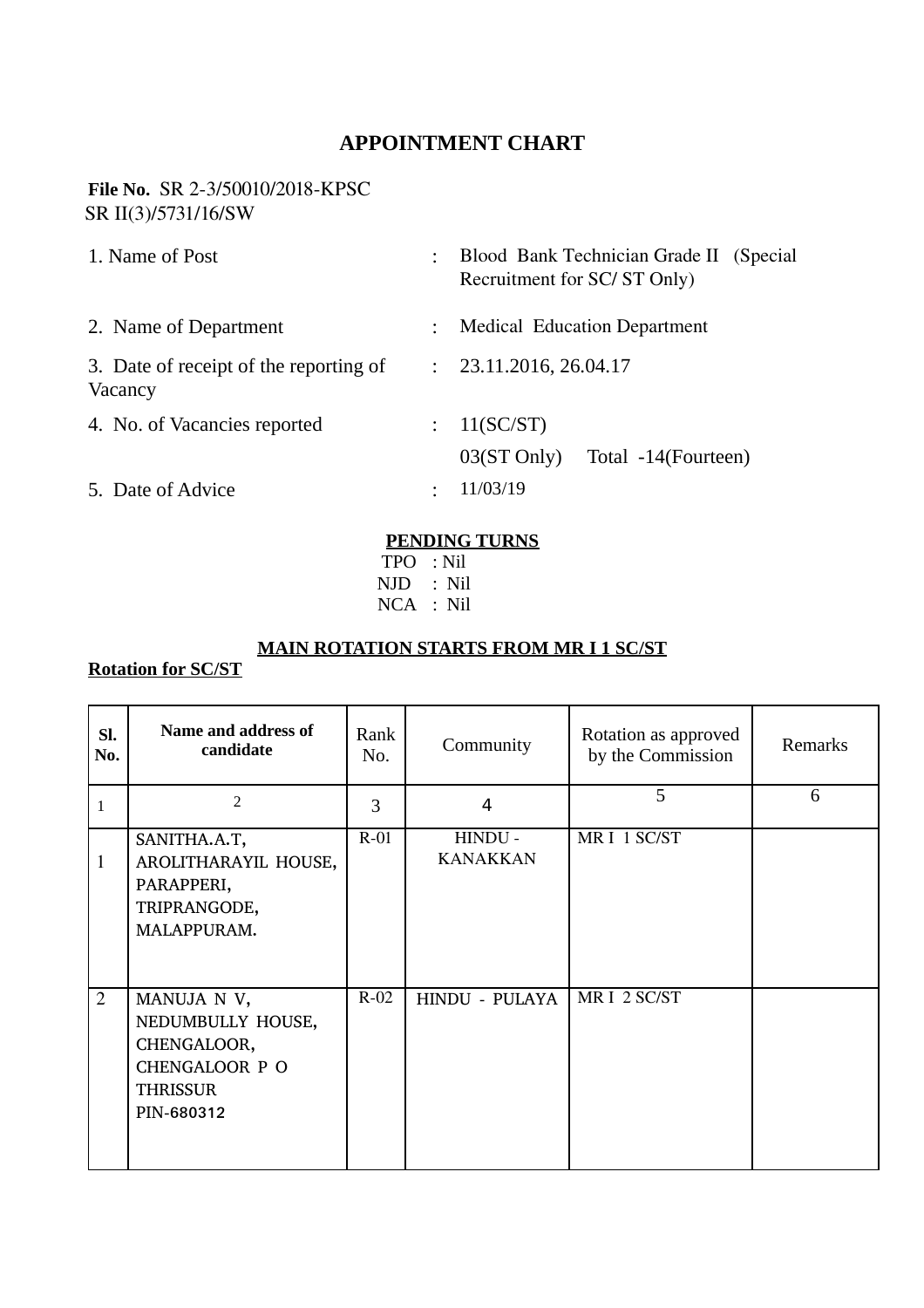# APPOINTMENT CHART

**File No.** SR 2-3/50010/2018-KPSC
SR II(3)/5731/16/SW

| | | |
|---|---|---|
| 1. Name of Post | : | Blood Bank Technician Grade II (Special Recruitment for SC/ ST Only) |
| 2. Name of Department | : | Medical Education Department |
| 3. Date of receipt of the reporting of Vacancy | : | 23.11.2016, 26.04.17 |
| 4. No. of Vacancies reported | : | 11(SC/ST)<br>03(ST Only) Total -14(Fourteen) |
| 5. Date of Advice | : | 11/03/19 |

**PENDING TURNS**

TPO : Nil
NJD : Nil
NCA : Nil

**MAIN ROTATION STARTS FROM MR I 1 SC/ST**

**Rotation for SC/ST**

| Sl. No. | Name and address of candidate | Rank No. | Community | Rotation as approved by the Commission | Remarks |
|---|---|---|---|---|---|
| 1 | 2 | 3 | 4 | 5 | 6 |
| 1 | SANITHA.A.T, AROLITHARAYIL HOUSE, PARAPPERI, TRIPRANGODE, MALAPPURAM. | R-01 | HINDU - KANAKKAN | MR I 1 SC/ST | |
| 2 | MANUJA N V, NEDUMBULLY HOUSE, CHENGALOOR, CHENGALOOR P O THRISSUR PIN-680312 | R-02 | HINDU - PULAYA | MR I 2 SC/ST | |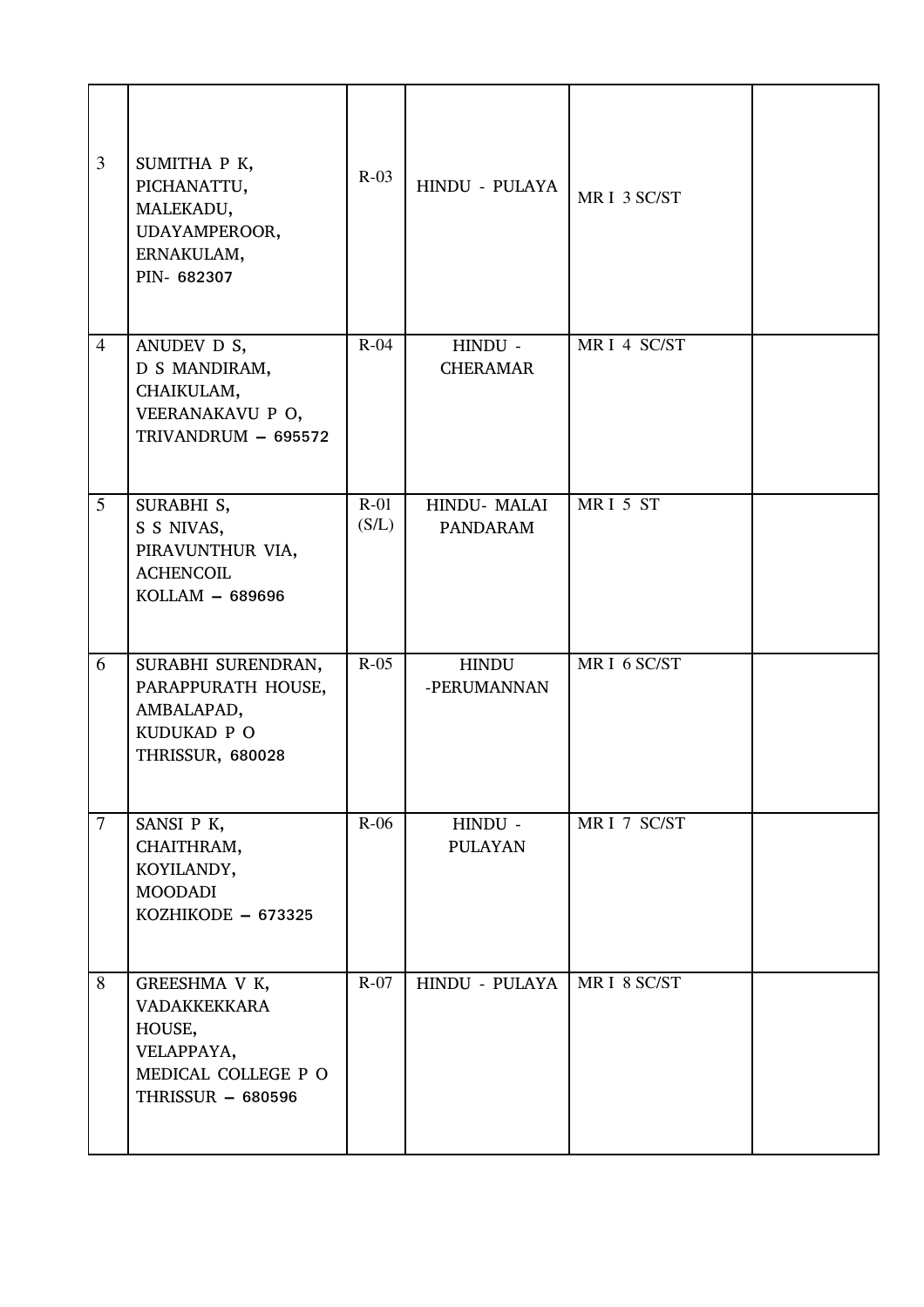| | | | | | |
|---|---|---|---|---|---|
| 3 | SUMITHA P K, PICHANATTU, MALEKADU, UDAYAMPEROOR, ERNAKULAM, PIN- 682307 | R-03 | HINDU - PULAYA | MR I 3 SC/ST | |
| 4 | ANUDEV D S, D S MANDIRAM, CHAIKULAM, VEERANAKAVU P O, TRIVANDRUM – 695572 | R-04 | HINDU - CHERAMAR | MR I 4 SC/ST | |
| 5 | SURABHI S, S S NIVAS, PIRAVUNTHUR VIA, ACHENCOIL KOLLAM – 689696 | R-01 (S/L) | HINDU- MALAI PANDARAM | MR I 5 ST | |
| 6 | SURABHI SURENDRAN, PARAPPURATH HOUSE, AMBALAPAD, KUDUKAD P O THRISSUR, 680028 | R-05 | HINDU -PERUMANNAN | MR I 6 SC/ST | |
| 7 | SANSI P K, CHAITHRAM, KOYILANDY, MOODADI KOZHIKODE – 673325 | R-06 | HINDU - PULAYAN | MR I 7 SC/ST | |
| 8 | GREESHMA V K, VADAKKEKKARA HOUSE, VELAPPAYA, MEDICAL COLLEGE P O THRISSUR – 680596 | R-07 | HINDU - PULAYA | MR I 8 SC/ST | |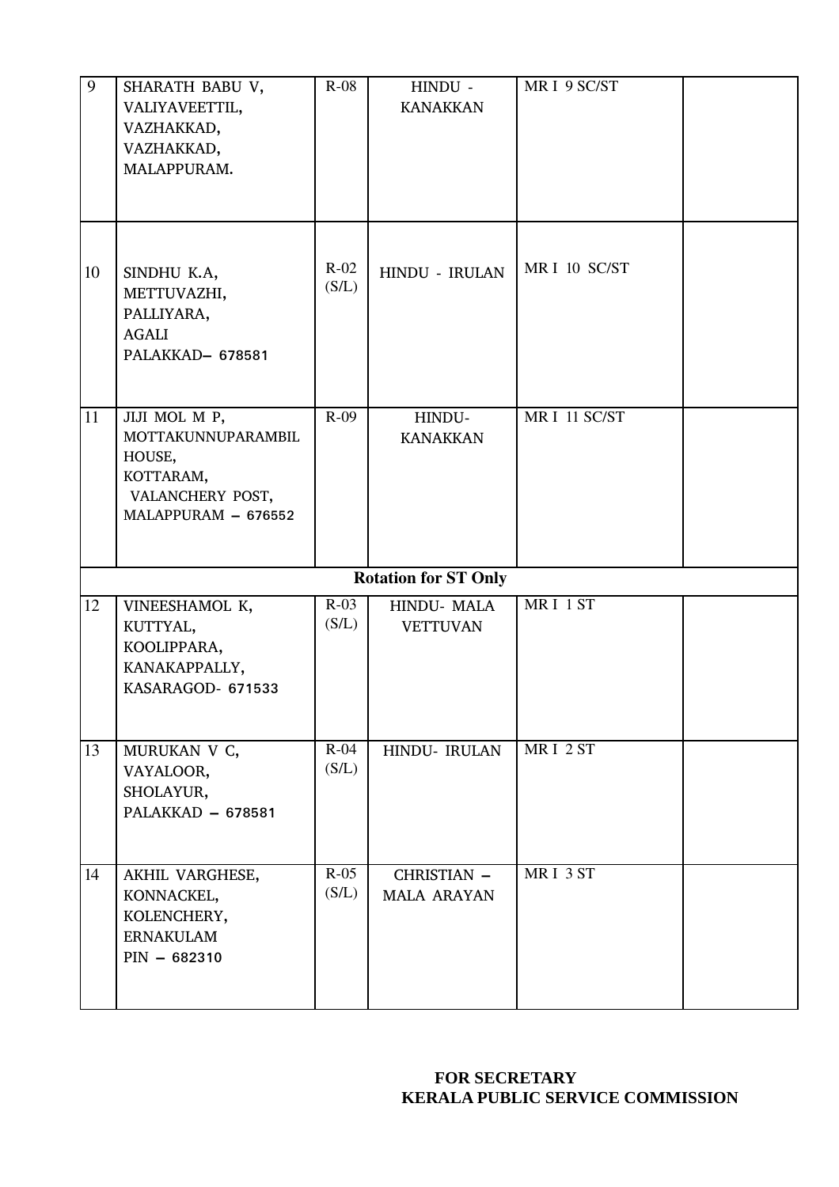| | | | | | |
|---|---|---|---|---|---|
| 9 | SHARATH BABU V, VALIYAVEETTIL, VAZHAKKAD, VAZHAKKAD, MALAPPURAM. | R-08 | HINDU - KANAKKAN | MR I 9 SC/ST | |
| 10 | SINDHU K.A, METTUVAZHI, PALLIYARA, AGALI PALAKKAD– 678581 | R-02 (S/L) | HINDU - IRULAN | MR I 10 SC/ST | |
| 11 | JIJI MOL M P, MOTTAKUNNUPARAMBIL HOUSE, KOTTARAM, VALANCHERY POST, MALAPPURAM – 676552 | R-09 | HINDU- KANAKKAN | MR I 11 SC/ST | |
| **Rotation for ST Only** | | | | | |
| 12 | VINEESHAMOL K, KUTTYAL, KOOLIPPARA, KANAKAPPALLY, KASARAGOD- 671533 | R-03 (S/L) | HINDU- MALA VETTUVAN | MR I 1 ST | |
| 13 | MURUKAN V C, VAYALOOR, SHOLAYUR, PALAKKAD – 678581 | R-04 (S/L) | HINDU- IRULAN | MR I 2 ST | |
| 14 | AKHIL VARGHESE, KONNACKEL, KOLENCHERY, ERNAKULAM PIN – 682310 | R-05 (S/L) | CHRISTIAN – MALA ARAYAN | MR I 3 ST | |

**FOR SECRETARY**
**KERALA PUBLIC SERVICE COMMISSION**